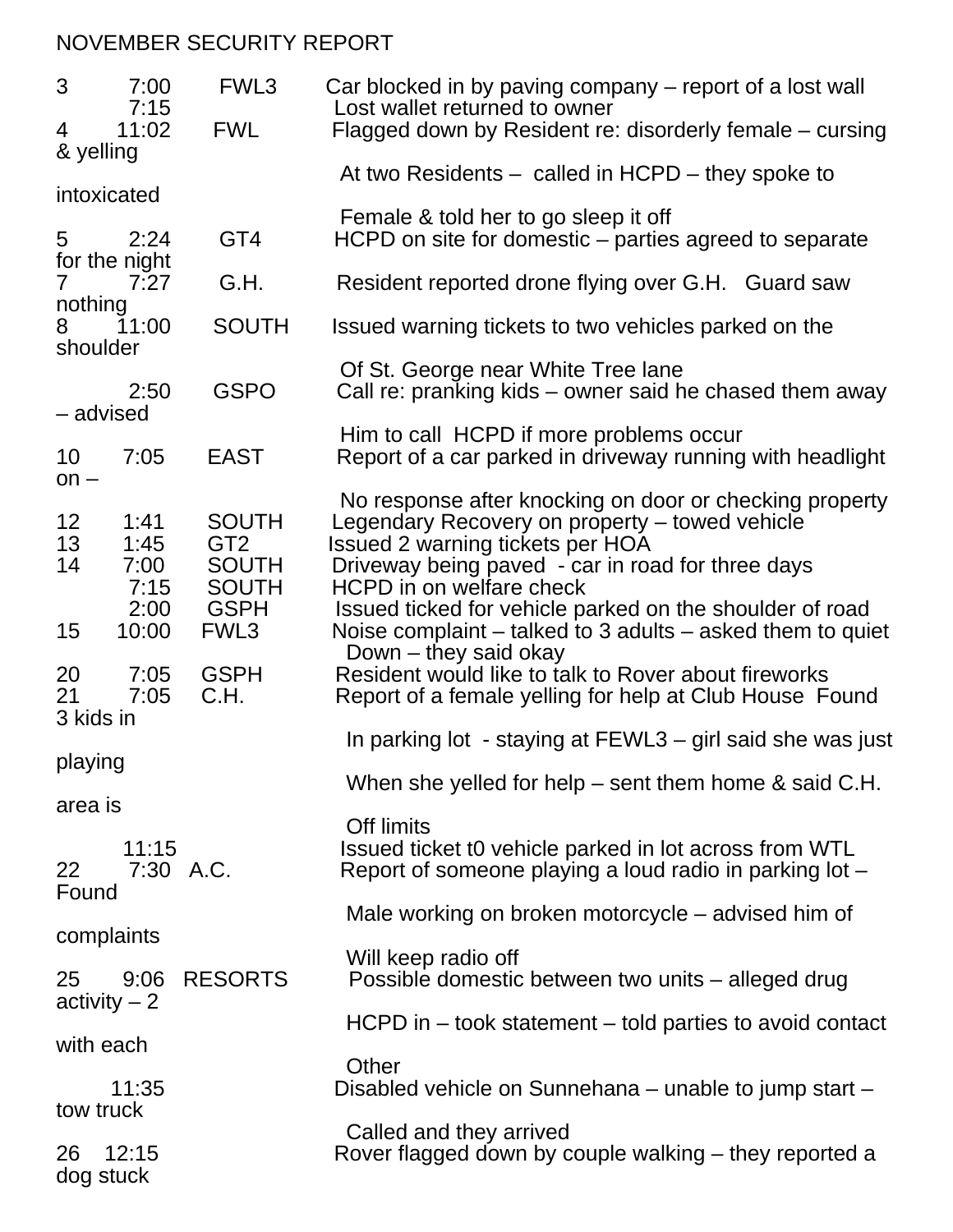NOVEMBER SECURITY REPORT

| Date | Time | Location | Description |
|---|---|---|---|
| 3 | 7:00 | FWL3 | Car blocked in by paving company – report of a lost wall |
| | 7:15 | | Lost wallet returned to owner |
| 4 | 11:02 | FWL | Flagged down by Resident re: disorderly female – cursing & yelling At two Residents – called in HCPD – they spoke to intoxicated Female & told her to go sleep it off |
| 5 | 2:24 | GT4 | HCPD on site for domestic – parties agreed to separate for the night |
| 7 | 7:27 | G.H. | Resident reported drone flying over G.H. Guard saw nothing |
| 8 | 11:00 | SOUTH | Issued warning tickets to two vehicles parked on the shoulder Of St. George near White Tree lane |
| | 2:50 | GSPO | Call re: pranking kids – owner said he chased them away – advised Him to call HCPD if more problems occur |
| 10 | 7:05 | EAST | Report of a car parked in driveway running with headlight on – No response after knocking on door or checking property |
| 12 | 1:41 | SOUTH | Legendary Recovery on property – towed vehicle |
| 13 | 1:45 | GT2 | Issued 2 warning tickets per HOA |
| 14 | 7:00 | SOUTH | Driveway being paved - car in road for three days |
| | 7:15 | SOUTH | HCPD in on welfare check |
| | 2:00 | GSPH | Issued ticked for vehicle parked on the shoulder of road |
| 15 | 10:00 | FWL3 | Noise complaint – talked to 3 adults – asked them to quiet Down – they said okay |
| 20 | 7:05 | GSPH | Resident would like to talk to Rover about fireworks |
| 21 | 7:05 | C.H. | Report of a female yelling for help at Club House Found 3 kids in In parking lot - staying at FEWL3 – girl said she was just playing When she yelled for help – sent them home & said C.H. area is Off limits |
| | 11:15 | | Issued ticket t0 vehicle parked in lot across from WTL |
| 22 | 7:30 | A.C. | Report of someone playing a loud radio in parking lot – Found Male working on broken motorcycle – advised him of complaints Will keep radio off |
| 25 | 9:06 | RESORTS | Possible domestic between two units – alleged drug activity – 2 HCPD in – took statement – told parties to avoid contact with each Other |
| | 11:35 | | Disabled vehicle on Sunnehana – unable to jump start – tow truck Called and they arrived |
| 26 | 12:15 | | Rover flagged down by couple walking – they reported a dog stuck |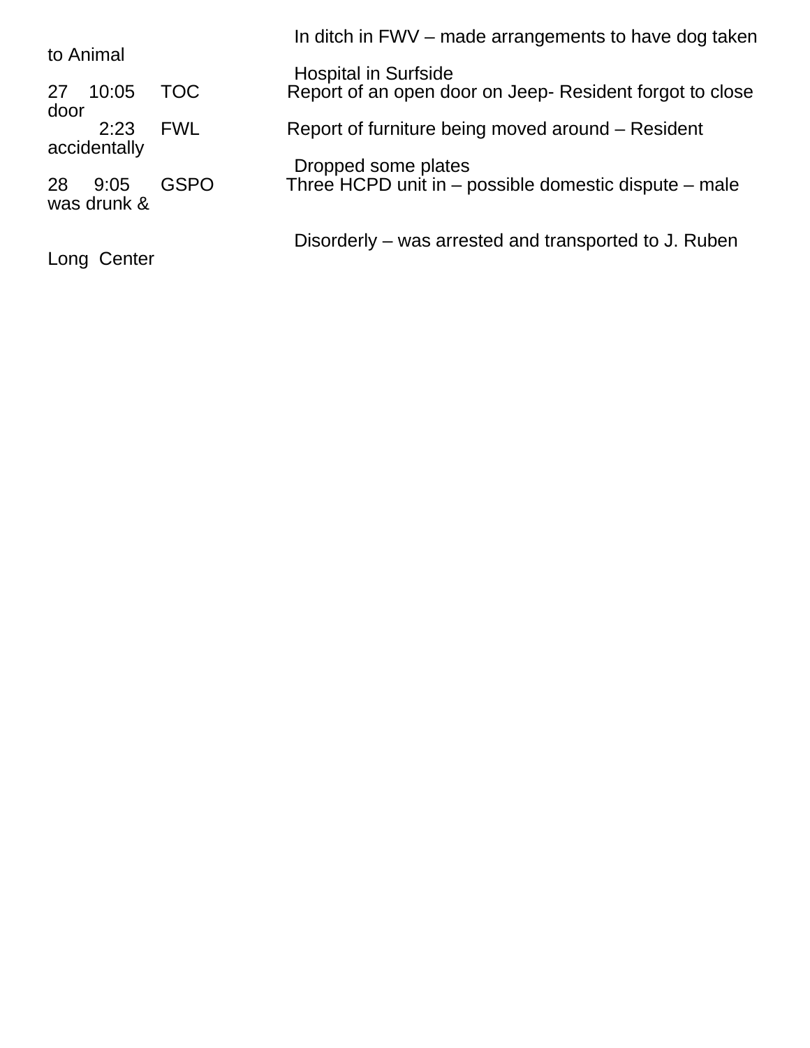| | | | |
|---|---|---|---|
| | | | In ditch in FWV – made arrangements to have dog taken to Animal Hospital in Surfside |
| 27 | 10:05 | TOC | Report of an open door on Jeep- Resident forgot to close door |
| | 2:23 | FWL | Report of furniture being moved around – Resident accidentally Dropped some plates |
| 28 | 9:05 | GSPO | Three HCPD unit in – possible domestic dispute – male was drunk & Disorderly – was arrested and transported to J. Ruben Long Center |